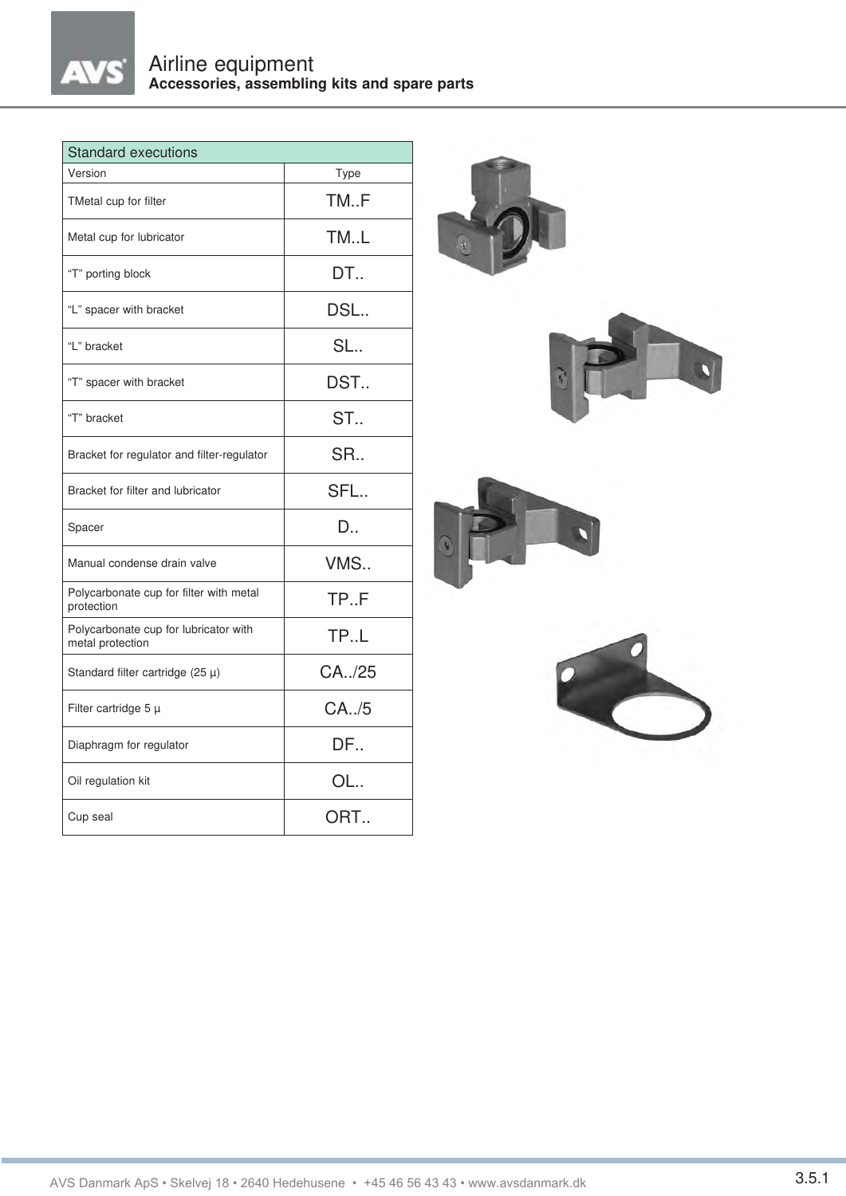# Airline equipment

## Accessories, assembling kits and spare parts

| Standard executions | |
|---|---|
| Version | Type |
| TMetal cup for filter | TM..F |
| Metal cup for lubricator | TM..L |
| “T” porting block | DT.. |
| “L” spacer with bracket | DSL.. |
| “L” bracket | SL.. |
| “T” spacer with bracket | DST.. |
| “T” bracket | ST.. |
| Bracket for regulator and filter-regulator | SR.. |
| Bracket for filter and lubricator | SFL.. |
| Spacer | D.. |
| Manual condense drain valve | VMS.. |
| Polycarbonate cup for filter with metal protection | TP..F |
| Polycarbonate cup for lubricator with metal protection | TP..L |
| Standard filter cartridge (25 µ) | CA../25 |
| Filter cartridge 5 µ | CA../5 |
| Diaphragm for regulator | DF.. |
| Oil regulation kit | OL.. |
| Cup seal | ORT.. |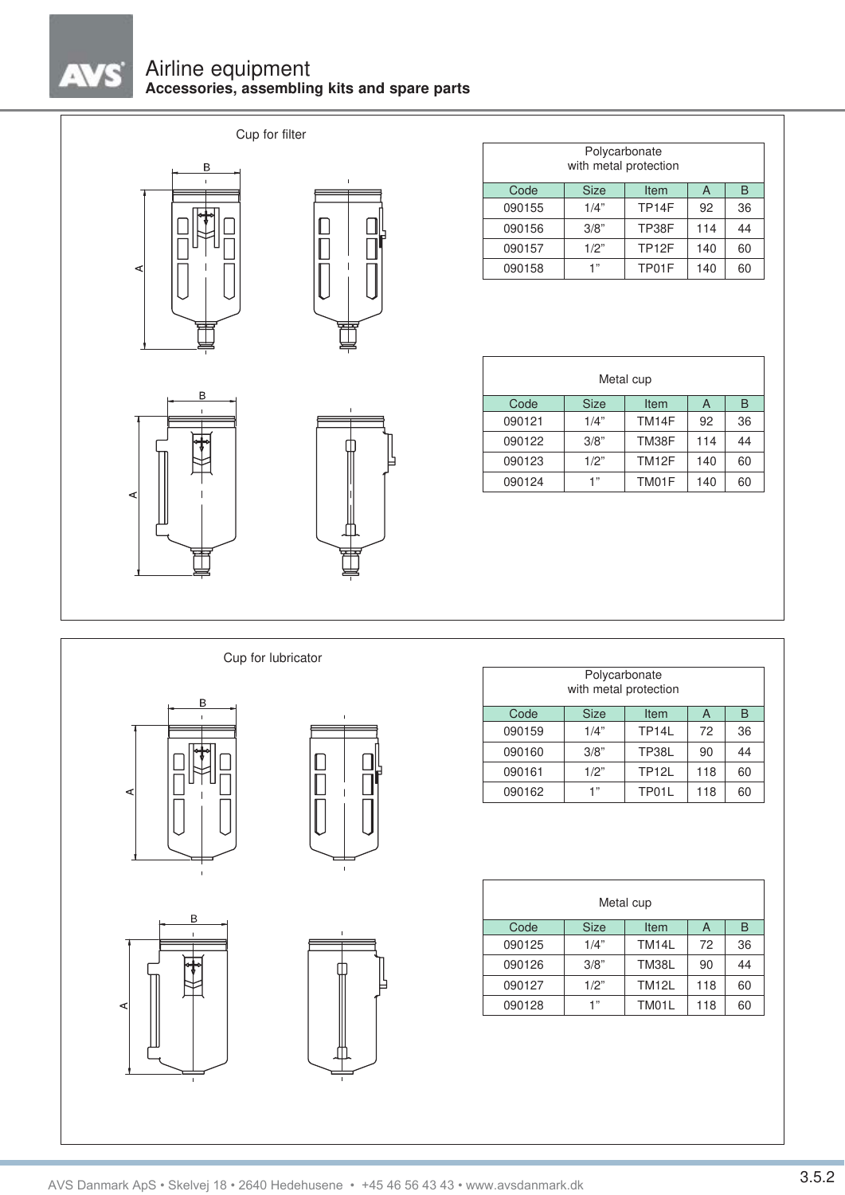# Airline equipment

## Accessories, assembling kits and spare parts

### Cup for filter

| Polycarbonate with metal protection | | | | |
|---|---|---|---|---|
| Code | Size | Item | A | B |
| 090155 | 1/4" | TP14F | 92 | 36 |
| 090156 | 3/8" | TP38F | 114 | 44 |
| 090157 | 1/2" | TP12F | 140 | 60 |
| 090158 | 1" | TP01F | 140 | 60 |

| Metal cup | | | | |
|---|---|---|---|---|
| Code | Size | Item | A | B |
| 090121 | 1/4" | TM14F | 92 | 36 |
| 090122 | 3/8" | TM38F | 114 | 44 |
| 090123 | 1/2" | TM12F | 140 | 60 |
| 090124 | 1" | TM01F | 140 | 60 |

### Cup for lubricator

| Polycarbonate with metal protection | | | | |
|---|---|---|---|---|
| Code | Size | Item | A | B |
| 090159 | 1/4" | TP14L | 72 | 36 |
| 090160 | 3/8" | TP38L | 90 | 44 |
| 090161 | 1/2" | TP12L | 118 | 60 |
| 090162 | 1" | TP01L | 118 | 60 |

| Metal cup | | | | |
|---|---|---|---|---|
| Code | Size | Item | A | B |
| 090125 | 1/4" | TM14L | 72 | 36 |
| 090126 | 3/8" | TM38L | 90 | 44 |
| 090127 | 1/2" | TM12L | 118 | 60 |
| 090128 | 1" | TM01L | 118 | 60 |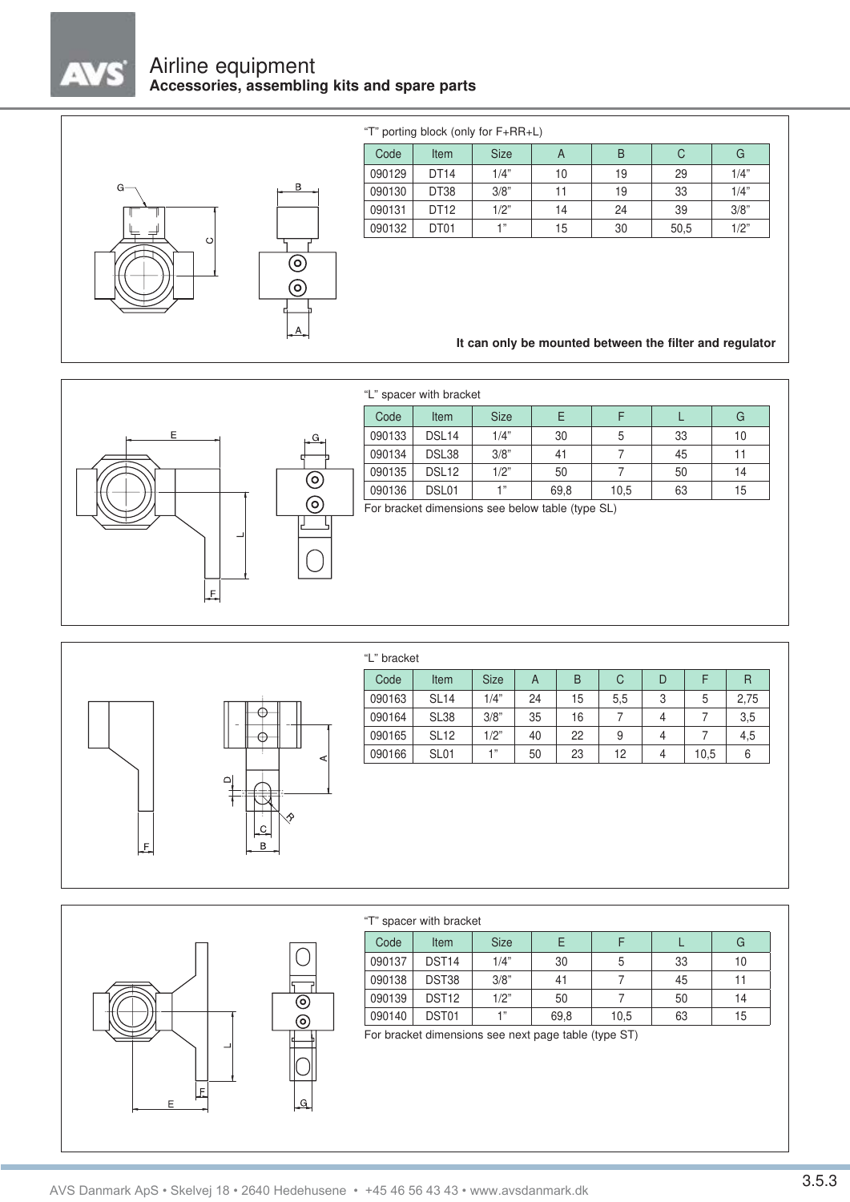# Airline equipment
## Accessories, assembling kits and spare parts

"T" porting block (only for F+RR+L)

| Code | Item | Size | A | B | C | G |
|---|---|---|---|---|---|---|
| 090129 | DT14 | 1/4" | 10 | 19 | 29 | 1/4" |
| 090130 | DT38 | 3/8" | 11 | 19 | 33 | 1/4" |
| 090131 | DT12 | 1/2" | 14 | 24 | 39 | 3/8" |
| 090132 | DT01 | 1" | 15 | 30 | 50,5 | 1/2" |

**It can only be mounted between the filter and regulator**

"L" spacer with bracket

| Code | Item | Size | E | F | L | G |
|---|---|---|---|---|---|---|
| 090133 | DSL14 | 1/4" | 30 | 5 | 33 | 10 |
| 090134 | DSL38 | 3/8" | 41 | 7 | 45 | 11 |
| 090135 | DSL12 | 1/2" | 50 | 7 | 50 | 14 |
| 090136 | DSL01 | 1" | 69,8 | 10,5 | 63 | 15 |

For bracket dimensions see below table (type SL)

"L" bracket

| Code | Item | Size | A | B | C | D | F | R |
|---|---|---|---|---|---|---|---|---|
| 090163 | SL14 | 1/4" | 24 | 15 | 5,5 | 3 | 5 | 2,75 |
| 090164 | SL38 | 3/8" | 35 | 16 | 7 | 4 | 7 | 3,5 |
| 090165 | SL12 | 1/2" | 40 | 22 | 9 | 4 | 7 | 4,5 |
| 090166 | SL01 | 1" | 50 | 23 | 12 | 4 | 10,5 | 6 |

"T" spacer with bracket

| Code | Item | Size | E | F | L | G |
|---|---|---|---|---|---|---|
| 090137 | DST14 | 1/4" | 30 | 5 | 33 | 10 |
| 090138 | DST38 | 3/8" | 41 | 7 | 45 | 11 |
| 090139 | DST12 | 1/2" | 50 | 7 | 50 | 14 |
| 090140 | DST01 | 1" | 69,8 | 10,5 | 63 | 15 |

For bracket dimensions see next page table (type ST)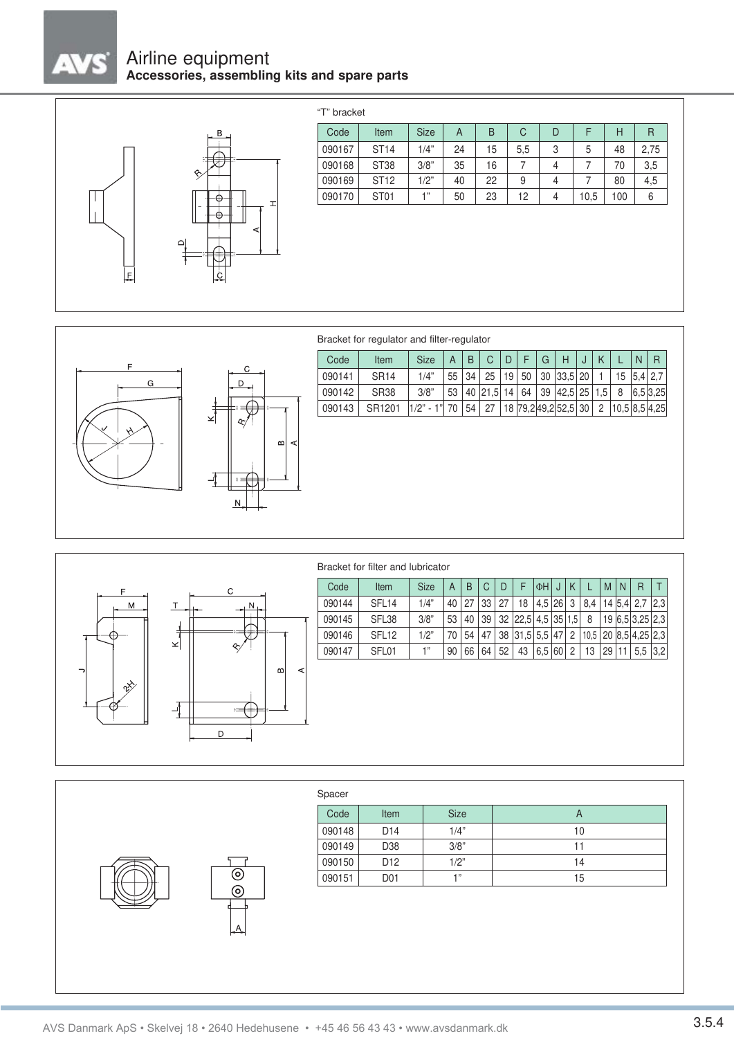# Airline equipment

## Accessories, assembling kits and spare parts

### "T" bracket

| Code | Item | Size | A | B | C | D | F | H | R |
|---|---|---|---|---|---|---|---|---|---|
| 090167 | ST14 | 1/4" | 24 | 15 | 5,5 | 3 | 5 | 48 | 2,75 |
| 090168 | ST38 | 3/8" | 35 | 16 | 7 | 4 | 7 | 70 | 3,5 |
| 090169 | ST12 | 1/2" | 40 | 22 | 9 | 4 | 7 | 80 | 4,5 |
| 090170 | ST01 | 1" | 50 | 23 | 12 | 4 | 10,5 | 100 | 6 |

### Bracket for regulator and filter-regulator

| Code | Item | Size | A | B | C | D | F | G | H | J | K | L | N | R |
|---|---|---|---|---|---|---|---|---|---|---|---|---|---|---|
| 090141 | SR14 | 1/4" | 55 | 34 | 25 | 19 | 50 | 30 | 33,5 | 20 | 1 | 15 | 5,4 | 2,7 |
| 090142 | SR38 | 3/8" | 53 | 40 | 21,5 | 14 | 64 | 39 | 42,5 | 25 | 1,5 | 8 | 6,5 | 3,25 |
| 090143 | SR1201 | 1/2" - 1" | 70 | 54 | 27 | 18 | 79,2 | 49,2 | 52,5 | 30 | 2 | 10,5 | 8,5 | 4,25 |

### Bracket for filter and lubricator

| Code | Item | Size | A | B | C | D | F | ΦH | J | K | L | M | N | R | T |
|---|---|---|---|---|---|---|---|---|---|---|---|---|---|---|---|
| 090144 | SFL14 | 1/4" | 40 | 27 | 33 | 27 | 18 | 4,5 | 26 | 3 | 8,4 | 14 | 5,4 | 2,7 | 2,3 |
| 090145 | SFL38 | 3/8" | 53 | 40 | 39 | 32 | 22,5 | 4,5 | 35 | 1,5 | 8 | 19 | 6,5 | 3,25 | 2,3 |
| 090146 | SFL12 | 1/2" | 70 | 54 | 47 | 38 | 31,5 | 5,5 | 47 | 2 | 10,5 | 20 | 8,5 | 4,25 | 2,3 |
| 090147 | SFL01 | 1" | 90 | 66 | 64 | 52 | 43 | 6,5 | 60 | 2 | 13 | 29 | 11 | 5,5 | 3,2 |

### Spacer

| Code | Item | Size | A |
|---|---|---|---|
| 090148 | D14 | 1/4" | 10 |
| 090149 | D38 | 3/8" | 11 |
| 090150 | D12 | 1/2" | 14 |
| 090151 | D01 | 1" | 15 |

AVS Danmark ApS • Skelvej 18 • 2640 Hedehusene • +45 46 56 43 43 • www.avsdanmark.dk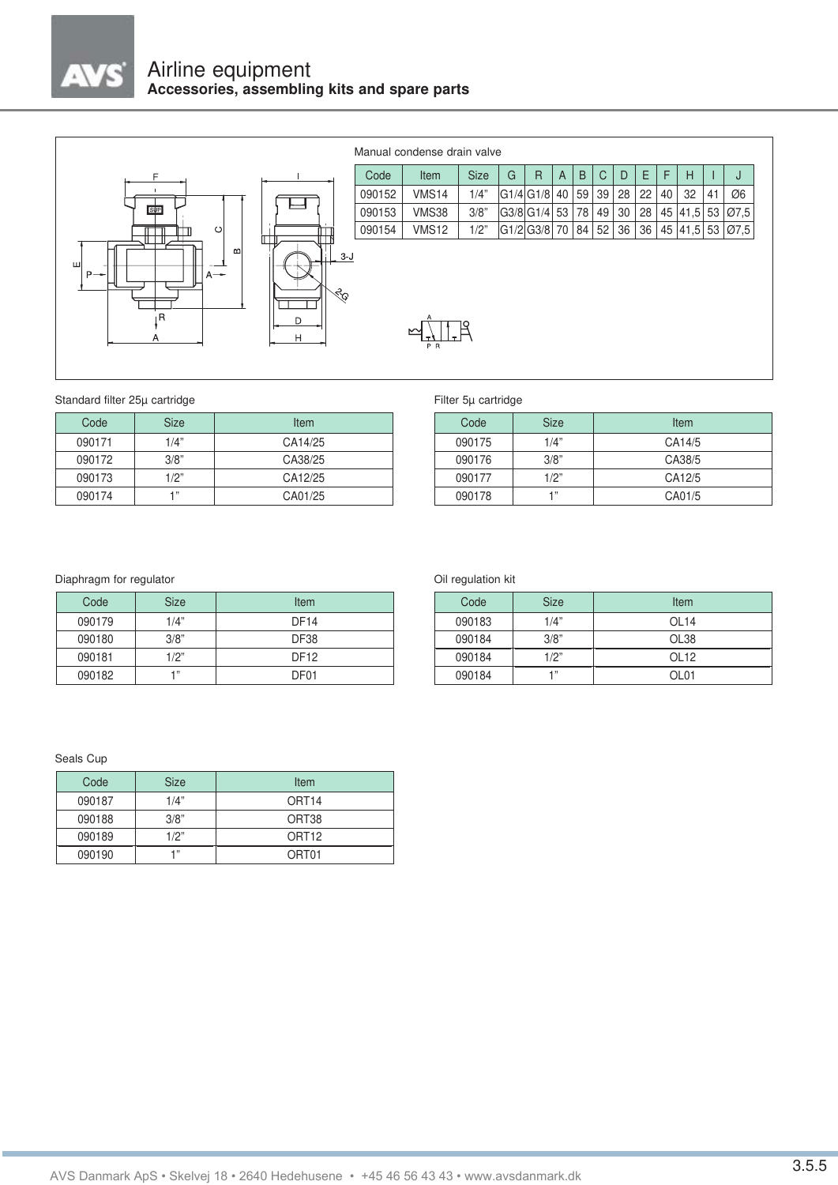# Airline equipment
**Accessories, assembling kits and spare parts**

Manual condense drain valve

| Code | Item | Size | G | R | A | B | C | D | E | F | H | I | J |
|---|---|---|---|---|---|---|---|---|---|---|---|---|---|
| 090152 | VMS14 | 1/4" | G1/4 | G1/8 | 40 | 59 | 39 | 28 | 22 | 40 | 32 | 41 | Ø6 |
| 090153 | VMS38 | 3/8" | G3/8 | G1/4 | 53 | 78 | 49 | 30 | 28 | 45 | 41,5 | 53 | Ø7,5 |
| 090154 | VMS12 | 1/2" | G1/2 | G3/8 | 70 | 84 | 52 | 36 | 36 | 45 | 41,5 | 53 | Ø7,5 |

Standard filter 25µ cartridge

| Code | Size | Item |
|---|---|---|
| 090171 | 1/4" | CA14/25 |
| 090172 | 3/8" | CA38/25 |
| 090173 | 1/2" | CA12/25 |
| 090174 | 1" | CA01/25 |

Filter 5µ cartridge

| Code | Size | Item |
|---|---|---|
| 090175 | 1/4" | CA14/5 |
| 090176 | 3/8" | CA38/5 |
| 090177 | 1/2" | CA12/5 |
| 090178 | 1" | CA01/5 |

Diaphragm for regulator

| Code | Size | Item |
|---|---|---|
| 090179 | 1/4" | DF14 |
| 090180 | 3/8" | DF38 |
| 090181 | 1/2" | DF12 |
| 090182 | 1" | DF01 |

Oil regulation kit

| Code | Size | Item |
|---|---|---|
| 090183 | 1/4" | OL14 |
| 090184 | 3/8" | OL38 |
| 090184 | 1/2" | OL12 |
| 090184 | 1" | OL01 |

Seals Cup

| Code | Size | Item |
|---|---|---|
| 090187 | 1/4" | ORT14 |
| 090188 | 3/8" | ORT38 |
| 090189 | 1/2" | ORT12 |
| 090190 | 1" | ORT01 |

AVS Danmark ApS • Skelvej 18 • 2640 Hedehusene • +45 46 56 43 43 • www.avsdanmark.dk